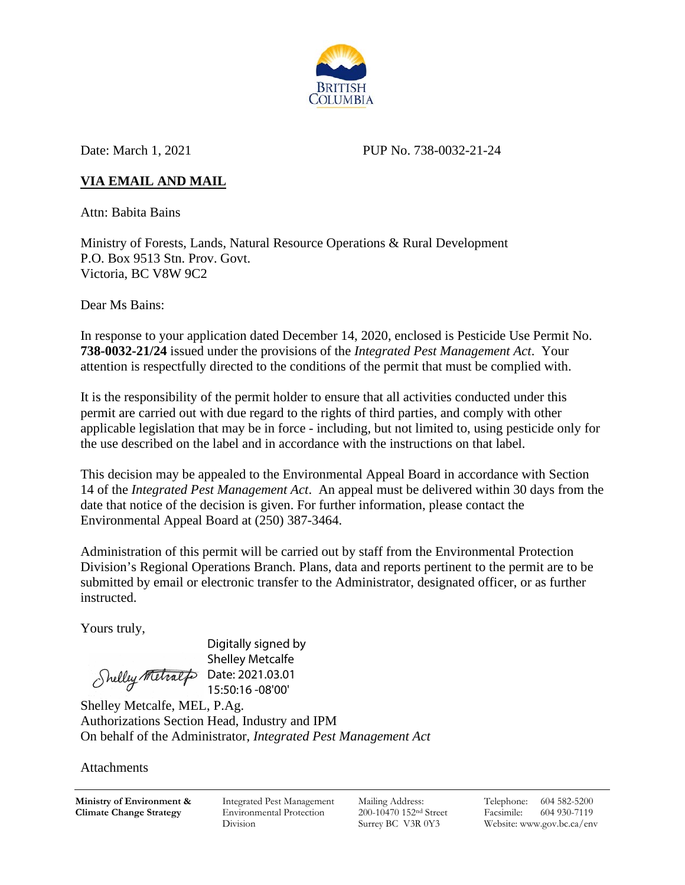BRITISH COLUMBIA

Date: March 1, 2021 PUP No. 738-0032-21-24

**VIA EMAIL AND MAIL**

Attn: Babita Bains

Ministry of Forests, Lands, Natural Resource Operations & Rural Development
P.O. Box 9513 Stn. Prov. Govt.
Victoria, BC V8W 9C2

Dear Ms Bains:

In response to your application dated December 14, 2020, enclosed is Pesticide Use Permit No. **738-0032-21/24** issued under the provisions of the *Integrated Pest Management Act*. Your attention is respectfully directed to the conditions of the permit that must be complied with.

It is the responsibility of the permit holder to ensure that all activities conducted under this permit are carried out with due regard to the rights of third parties, and comply with other applicable legislation that may be in force - including, but not limited to, using pesticide only for the use described on the label and in accordance with the instructions on that label.

This decision may be appealed to the Environmental Appeal Board in accordance with Section 14 of the *Integrated Pest Management Act*. An appeal must be delivered within 30 days from the date that notice of the decision is given. For further information, please contact the Environmental Appeal Board at (250) 387-3464.

Administration of this permit will be carried out by staff from the Environmental Protection Division's Regional Operations Branch. Plans, data and reports pertinent to the permit are to be submitted by email or electronic transfer to the Administrator, designated officer, or as further instructed.

Yours truly,

Digitally signed by Shelley Metcalfe
Date: 2021.03.01 15:50:16 -08'00'

Shelley Metcalfe, MEL, P.Ag.
Authorizations Section Head, Industry and IPM
On behalf of the Administrator, *Integrated Pest Management Act*

Attachments

| **Ministry of Environment & Climate Change Strategy** | Integrated Pest Management Environmental Protection Division | Mailing Address: 200-10470 152nd Street Surrey BC V3R 0Y3 | Telephone: 604 582-5200 Facsimile: 604 930-7119 Website: www.gov.bc.ca/env |
|---|---|---|---|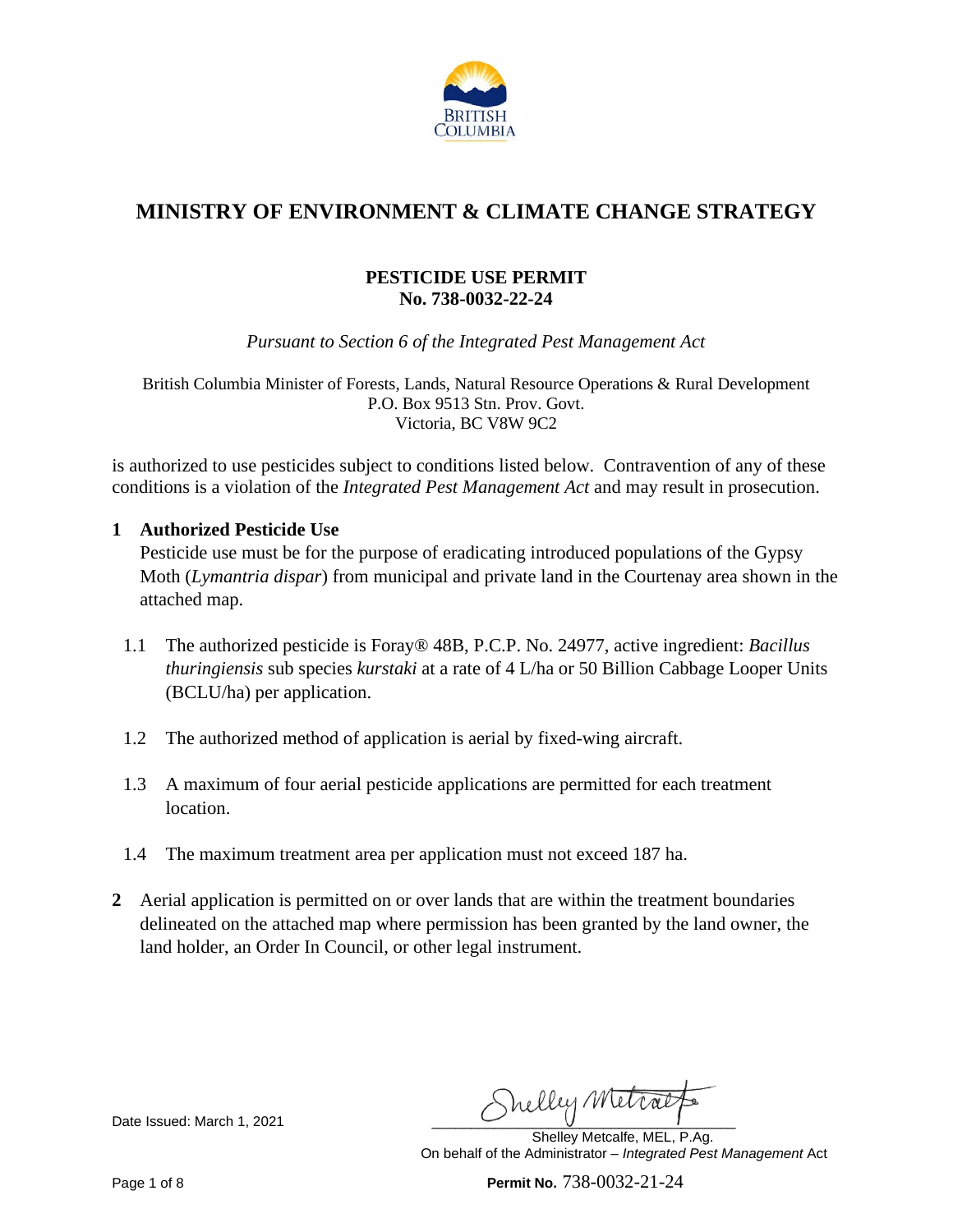# MINISTRY OF ENVIRONMENT & CLIMATE CHANGE STRATEGY

**PESTICIDE USE PERMIT**
**No. 738-0032-22-24**

*Pursuant to Section 6 of the Integrated Pest Management Act*

British Columbia Minister of Forests, Lands, Natural Resource Operations & Rural Development
P.O. Box 9513 Stn. Prov. Govt.
Victoria, BC V8W 9C2

is authorized to use pesticides subject to conditions listed below. Contravention of any of these conditions is a violation of the *Integrated Pest Management Act* and may result in prosecution.

**1 Authorized Pesticide Use**

Pesticide use must be for the purpose of eradicating introduced populations of the Gypsy Moth (*Lymantria dispar*) from municipal and private land in the Courtenay area shown in the attached map.

1.1 The authorized pesticide is Foray® 48B, P.C.P. No. 24977, active ingredient: *Bacillus thuringiensis* sub species *kurstaki* at a rate of 4 L/ha or 50 Billion Cabbage Looper Units (BCLU/ha) per application.

1.2 The authorized method of application is aerial by fixed-wing aircraft.

1.3 A maximum of four aerial pesticide applications are permitted for each treatment location.

1.4 The maximum treatment area per application must not exceed 187 ha.

**2** Aerial application is permitted on or over lands that are within the treatment boundaries delineated on the attached map where permission has been granted by the land owner, the land holder, an Order In Council, or other legal instrument.

Date Issued: March 1, 2021

Shelley Metcalfe, MEL, P.Ag.
On behalf of the Administrator – *Integrated Pest Management* Act

**Permit No.** 738-0032-21-24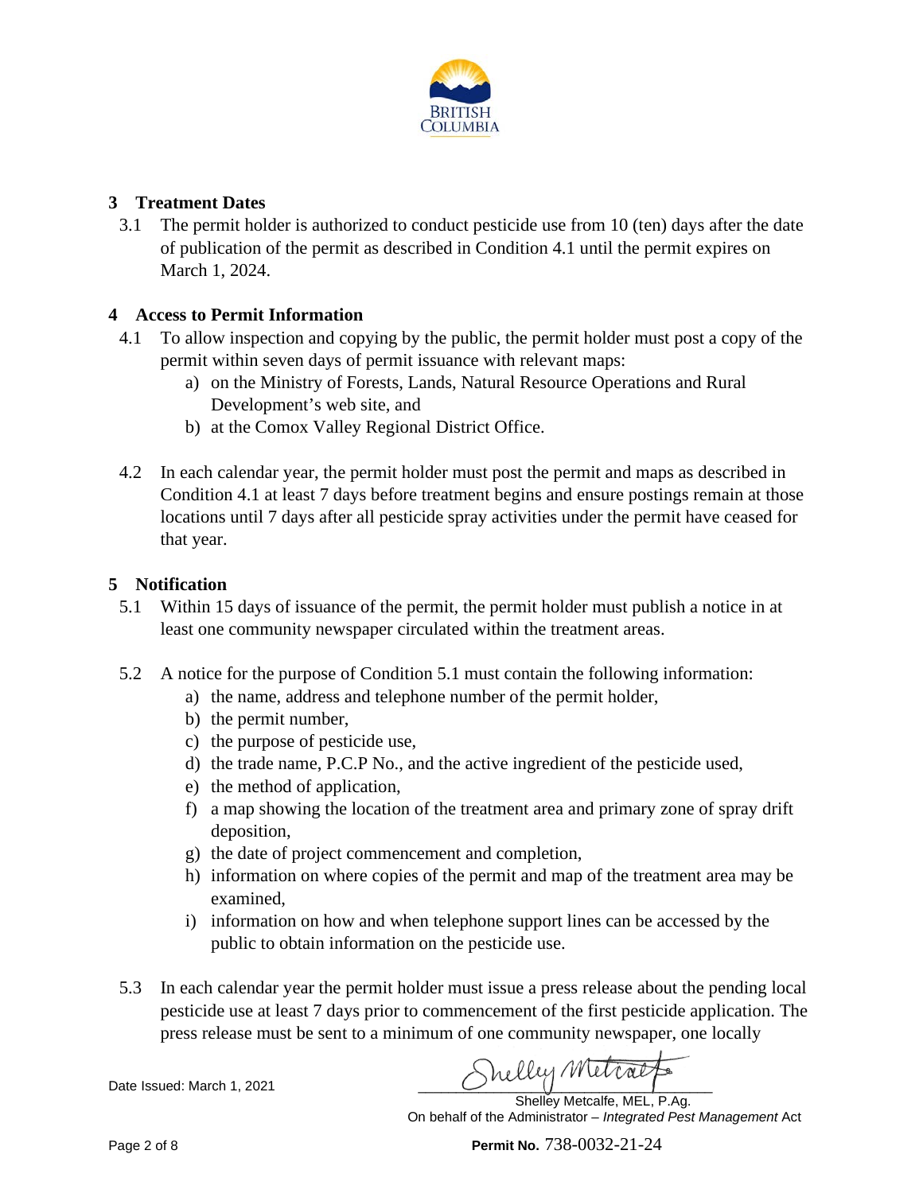## 3 Treatment Dates

3.1 The permit holder is authorized to conduct pesticide use from 10 (ten) days after the date of publication of the permit as described in Condition 4.1 until the permit expires on March 1, 2024.

## 4 Access to Permit Information

4.1 To allow inspection and copying by the public, the permit holder must post a copy of the permit within seven days of permit issuance with relevant maps:

a) on the Ministry of Forests, Lands, Natural Resource Operations and Rural Development's web site, and
b) at the Comox Valley Regional District Office.

4.2 In each calendar year, the permit holder must post the permit and maps as described in Condition 4.1 at least 7 days before treatment begins and ensure postings remain at those locations until 7 days after all pesticide spray activities under the permit have ceased for that year.

## 5 Notification

5.1 Within 15 days of issuance of the permit, the permit holder must publish a notice in at least one community newspaper circulated within the treatment areas.

5.2 A notice for the purpose of Condition 5.1 must contain the following information:

a) the name, address and telephone number of the permit holder,
b) the permit number,
c) the purpose of pesticide use,
d) the trade name, P.C.P No., and the active ingredient of the pesticide used,
e) the method of application,
f) a map showing the location of the treatment area and primary zone of spray drift deposition,
g) the date of project commencement and completion,
h) information on where copies of the permit and map of the treatment area may be examined,
i) information on how and when telephone support lines can be accessed by the public to obtain information on the pesticide use.

5.3 In each calendar year the permit holder must issue a press release about the pending local pesticide use at least 7 days prior to commencement of the first pesticide application. The press release must be sent to a minimum of one community newspaper, one locally

Date Issued: March 1, 2021

Shelley Metcalfe, MEL, P.Ag.
On behalf of the Administrator – *Integrated Pest Management* Act

**Permit No.** 738-0032-21-24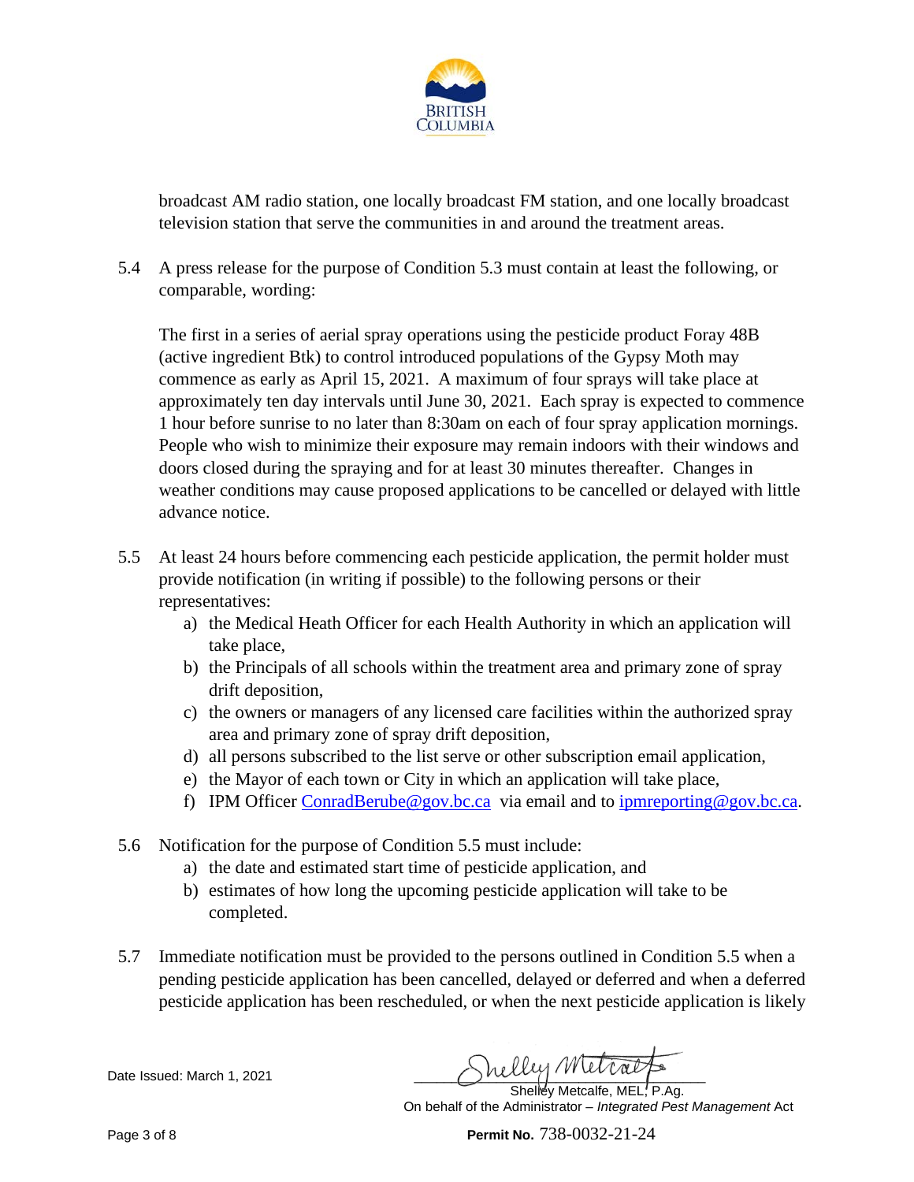broadcast AM radio station, one locally broadcast FM station, and one locally broadcast television station that serve the communities in and around the treatment areas.

5.4 A press release for the purpose of Condition 5.3 must contain at least the following, or comparable, wording:

The first in a series of aerial spray operations using the pesticide product Foray 48B (active ingredient Btk) to control introduced populations of the Gypsy Moth may commence as early as April 15, 2021. A maximum of four sprays will take place at approximately ten day intervals until June 30, 2021. Each spray is expected to commence 1 hour before sunrise to no later than 8:30am on each of four spray application mornings. People who wish to minimize their exposure may remain indoors with their windows and doors closed during the spraying and for at least 30 minutes thereafter. Changes in weather conditions may cause proposed applications to be cancelled or delayed with little advance notice.

5.5 At least 24 hours before commencing each pesticide application, the permit holder must provide notification (in writing if possible) to the following persons or their representatives:

a) the Medical Heath Officer for each Health Authority in which an application will take place,
b) the Principals of all schools within the treatment area and primary zone of spray drift deposition,
c) the owners or managers of any licensed care facilities within the authorized spray area and primary zone of spray drift deposition,
d) all persons subscribed to the list serve or other subscription email application,
e) the Mayor of each town or City in which an application will take place,
f) IPM Officer ConradBerube@gov.bc.ca via email and to ipmreporting@gov.bc.ca.

5.6 Notification for the purpose of Condition 5.5 must include:

a) the date and estimated start time of pesticide application, and
b) estimates of how long the upcoming pesticide application will take to be completed.

5.7 Immediate notification must be provided to the persons outlined in Condition 5.5 when a pending pesticide application has been cancelled, delayed or deferred and when a deferred pesticide application has been rescheduled, or when the next pesticide application is likely

Date Issued: March 1, 2021

Shelley Metcalfe, MEL, P.Ag.
On behalf of the Administrator – *Integrated Pest Management* Act

Permit No. 738-0032-21-24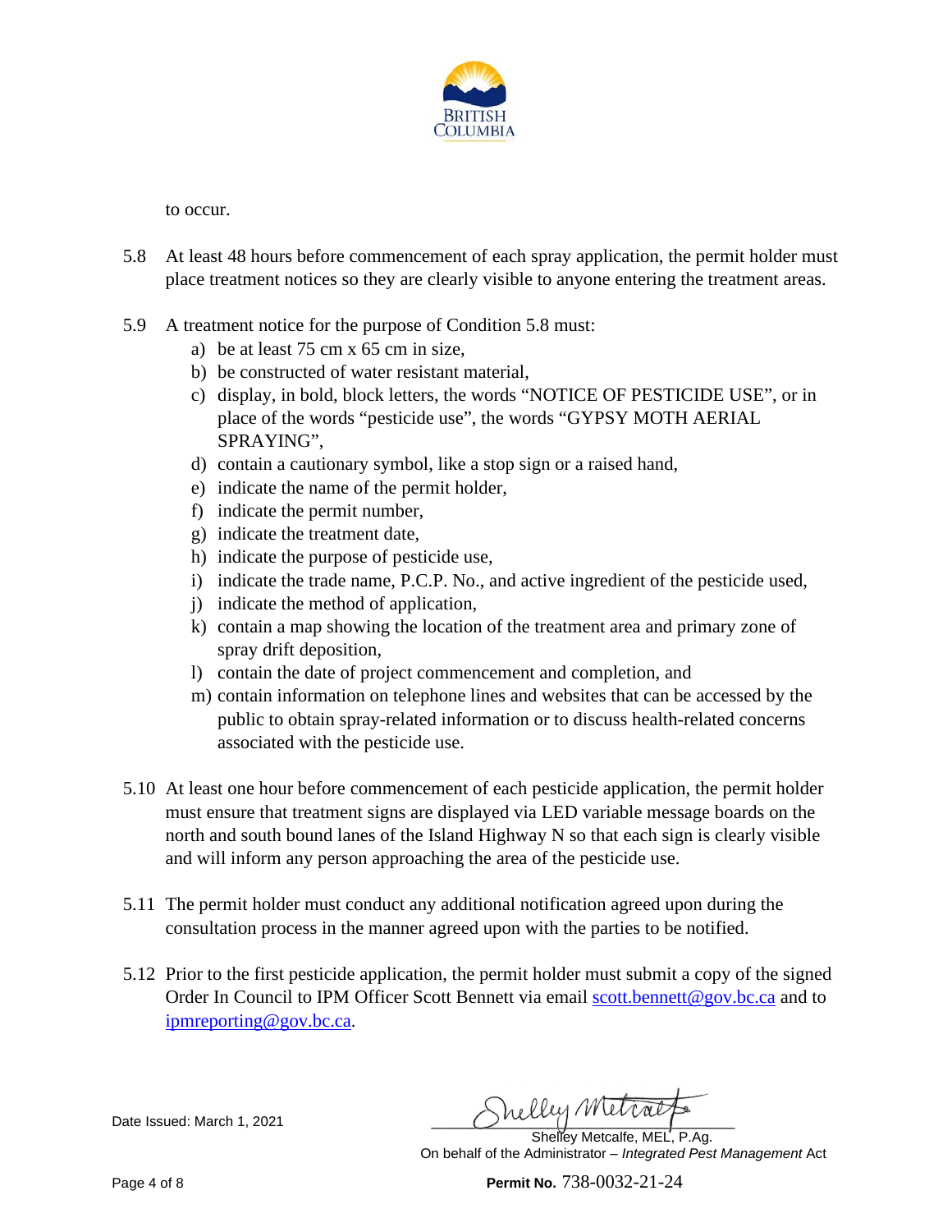to occur.

5.8 At least 48 hours before commencement of each spray application, the permit holder must place treatment notices so they are clearly visible to anyone entering the treatment areas.

5.9 A treatment notice for the purpose of Condition 5.8 must:

a) be at least 75 cm x 65 cm in size,
b) be constructed of water resistant material,
c) display, in bold, block letters, the words "NOTICE OF PESTICIDE USE", or in place of the words "pesticide use", the words "GYPSY MOTH AERIAL SPRAYING",
d) contain a cautionary symbol, like a stop sign or a raised hand,
e) indicate the name of the permit holder,
f) indicate the permit number,
g) indicate the treatment date,
h) indicate the purpose of pesticide use,
i) indicate the trade name, P.C.P. No., and active ingredient of the pesticide used,
j) indicate the method of application,
k) contain a map showing the location of the treatment area and primary zone of spray drift deposition,
l) contain the date of project commencement and completion, and
m) contain information on telephone lines and websites that can be accessed by the public to obtain spray-related information or to discuss health-related concerns associated with the pesticide use.

5.10 At least one hour before commencement of each pesticide application, the permit holder must ensure that treatment signs are displayed via LED variable message boards on the north and south bound lanes of the Island Highway N so that each sign is clearly visible and will inform any person approaching the area of the pesticide use.

5.11 The permit holder must conduct any additional notification agreed upon during the consultation process in the manner agreed upon with the parties to be notified.

5.12 Prior to the first pesticide application, the permit holder must submit a copy of the signed Order In Council to IPM Officer Scott Bennett via email scott.bennett@gov.bc.ca and to ipmreporting@gov.bc.ca.

Date Issued: March 1, 2021

Shelley Metcalfe, MEL, P.Ag.
On behalf of the Administrator – *Integrated Pest Management* Act

**Permit No.** 738-0032-21-24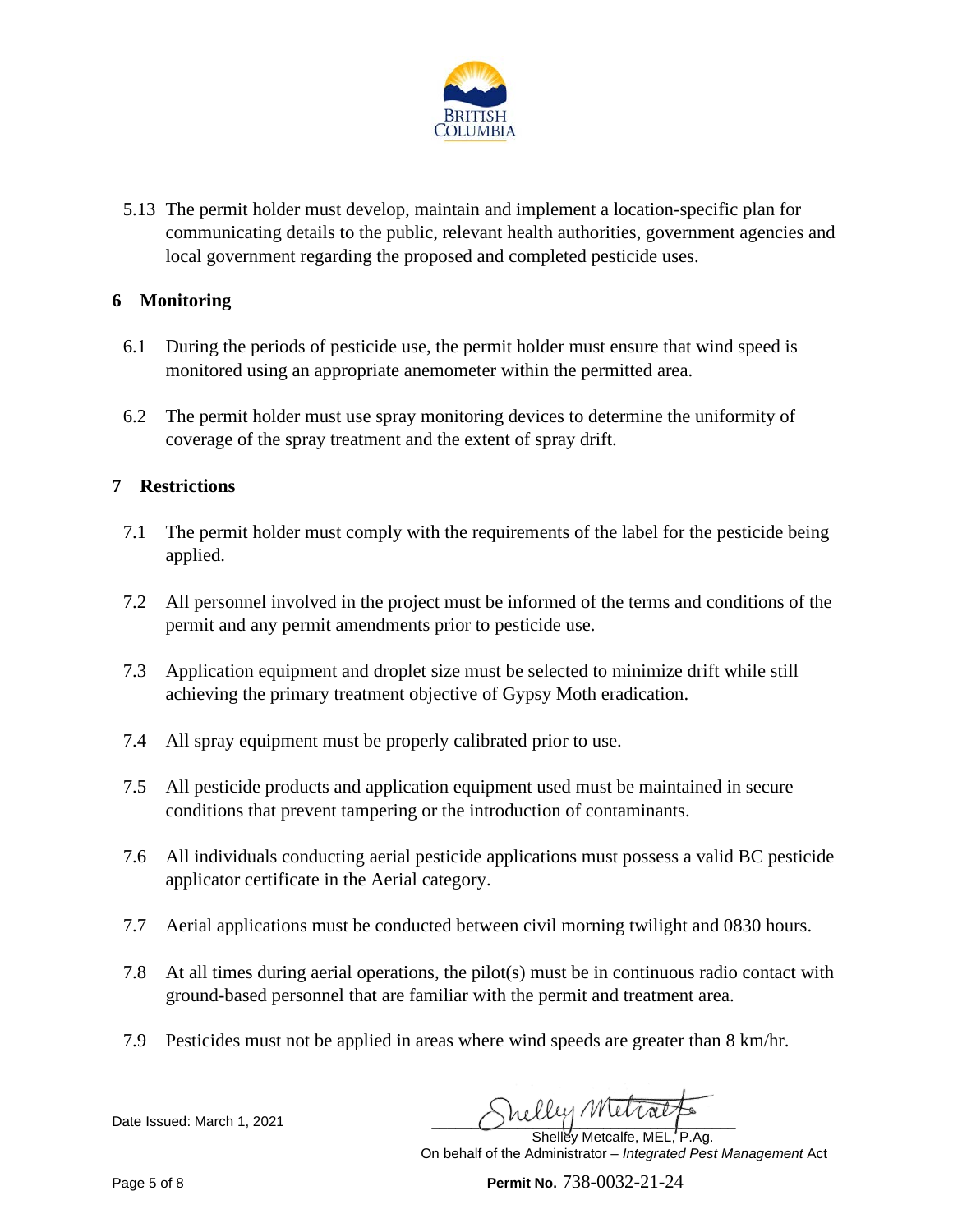5.13 The permit holder must develop, maintain and implement a location-specific plan for communicating details to the public, relevant health authorities, government agencies and local government regarding the proposed and completed pesticide uses.

## 6 Monitoring

6.1 During the periods of pesticide use, the permit holder must ensure that wind speed is monitored using an appropriate anemometer within the permitted area.

6.2 The permit holder must use spray monitoring devices to determine the uniformity of coverage of the spray treatment and the extent of spray drift.

## 7 Restrictions

7.1 The permit holder must comply with the requirements of the label for the pesticide being applied.

7.2 All personnel involved in the project must be informed of the terms and conditions of the permit and any permit amendments prior to pesticide use.

7.3 Application equipment and droplet size must be selected to minimize drift while still achieving the primary treatment objective of Gypsy Moth eradication.

7.4 All spray equipment must be properly calibrated prior to use.

7.5 All pesticide products and application equipment used must be maintained in secure conditions that prevent tampering or the introduction of contaminants.

7.6 All individuals conducting aerial pesticide applications must possess a valid BC pesticide applicator certificate in the Aerial category.

7.7 Aerial applications must be conducted between civil morning twilight and 0830 hours.

7.8 At all times during aerial operations, the pilot(s) must be in continuous radio contact with ground-based personnel that are familiar with the permit and treatment area.

7.9 Pesticides must not be applied in areas where wind speeds are greater than 8 km/hr.

Date Issued: March 1, 2021

Shelley Metcalfe, MEL, P.Ag.
On behalf of the Administrator – *Integrated Pest Management* Act

**Permit No.** 738-0032-21-24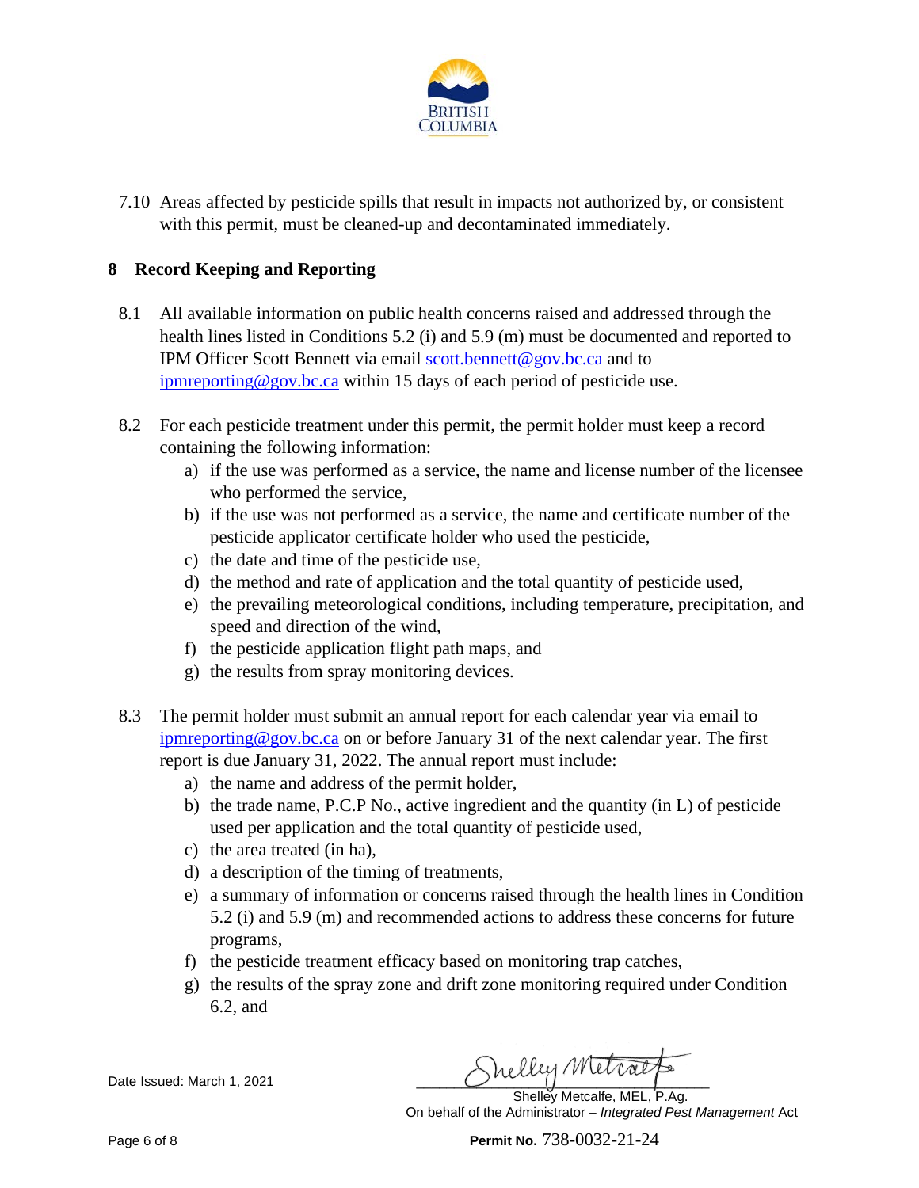7.10 Areas affected by pesticide spills that result in impacts not authorized by, or consistent with this permit, must be cleaned-up and decontaminated immediately.

## 8 Record Keeping and Reporting

8.1 All available information on public health concerns raised and addressed through the health lines listed in Conditions 5.2 (i) and 5.9 (m) must be documented and reported to IPM Officer Scott Bennett via email scott.bennett@gov.bc.ca and to ipmreporting@gov.bc.ca within 15 days of each period of pesticide use.

8.2 For each pesticide treatment under this permit, the permit holder must keep a record containing the following information:

a) if the use was performed as a service, the name and license number of the licensee who performed the service,
b) if the use was not performed as a service, the name and certificate number of the pesticide applicator certificate holder who used the pesticide,
c) the date and time of the pesticide use,
d) the method and rate of application and the total quantity of pesticide used,
e) the prevailing meteorological conditions, including temperature, precipitation, and speed and direction of the wind,
f) the pesticide application flight path maps, and
g) the results from spray monitoring devices.

8.3 The permit holder must submit an annual report for each calendar year via email to ipmreporting@gov.bc.ca on or before January 31 of the next calendar year. The first report is due January 31, 2022. The annual report must include:

a) the name and address of the permit holder,
b) the trade name, P.C.P No., active ingredient and the quantity (in L) of pesticide used per application and the total quantity of pesticide used,
c) the area treated (in ha),
d) a description of the timing of treatments,
e) a summary of information or concerns raised through the health lines in Condition 5.2 (i) and 5.9 (m) and recommended actions to address these concerns for future programs,
f) the pesticide treatment efficacy based on monitoring trap catches,
g) the results of the spray zone and drift zone monitoring required under Condition 6.2, and

Date Issued: March 1, 2021

Shelley Metcalfe, MEL, P.Ag.
On behalf of the Administrator – *Integrated Pest Management* Act

**Permit No.** 738-0032-21-24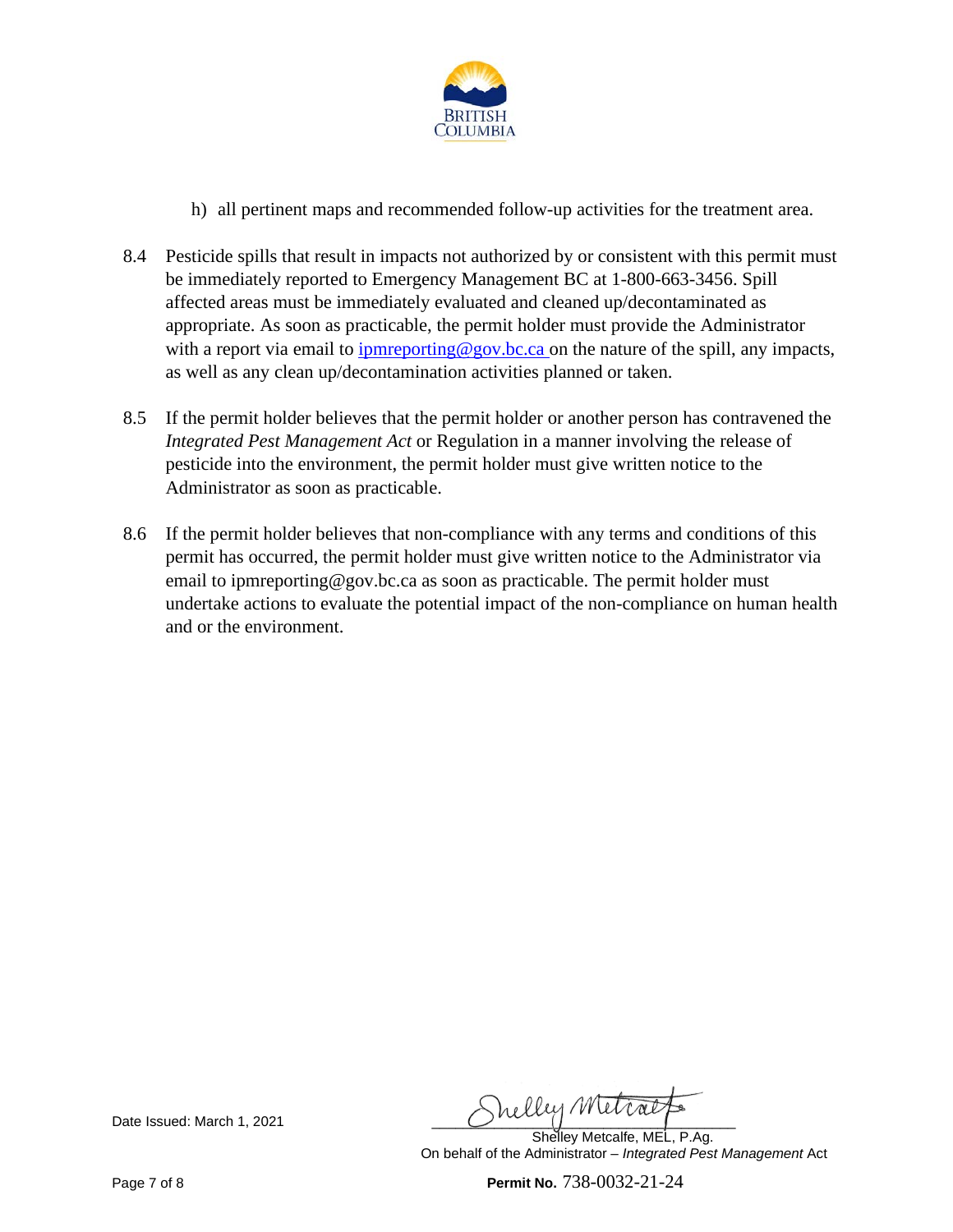h) all pertinent maps and recommended follow-up activities for the treatment area.

8.4 Pesticide spills that result in impacts not authorized by or consistent with this permit must be immediately reported to Emergency Management BC at 1-800-663-3456. Spill affected areas must be immediately evaluated and cleaned up/decontaminated as appropriate. As soon as practicable, the permit holder must provide the Administrator with a report via email to ipmreporting@gov.bc.ca on the nature of the spill, any impacts, as well as any clean up/decontamination activities planned or taken.

8.5 If the permit holder believes that the permit holder or another person has contravened the *Integrated Pest Management Act* or Regulation in a manner involving the release of pesticide into the environment, the permit holder must give written notice to the Administrator as soon as practicable.

8.6 If the permit holder believes that non-compliance with any terms and conditions of this permit has occurred, the permit holder must give written notice to the Administrator via email to ipmreporting@gov.bc.ca as soon as practicable. The permit holder must undertake actions to evaluate the potential impact of the non-compliance on human health and or the environment.

Date Issued: March 1, 2021

Shelley Metcalfe, MEL, P.Ag.
On behalf of the Administrator – *Integrated Pest Management* Act

**Permit No.** 738-0032-21-24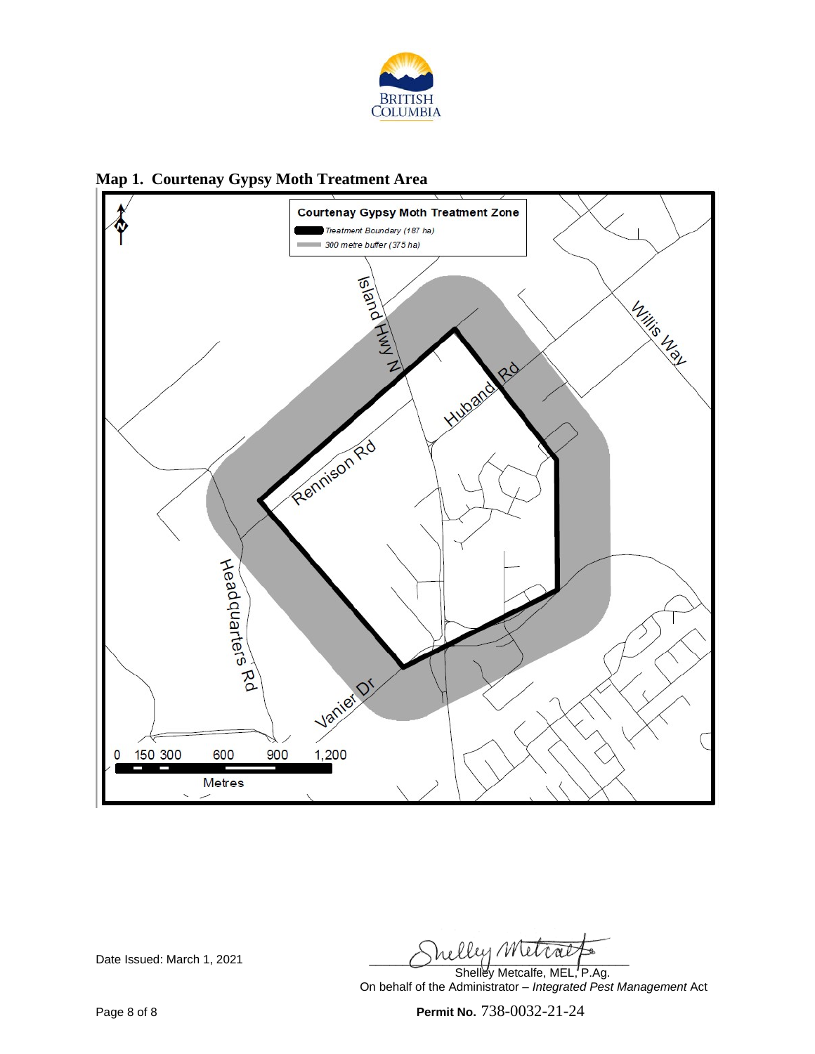## Map 1. Courtenay Gypsy Moth Treatment Area

Courtenay Gypsy Moth Treatment Zone

Treatment Boundary (187 ha)

300 metre buffer (375 ha)

Island Hwy N

Willis Way

Huband Rd

Rennison Rd

Headquarters Rd

Vanier Dr

0 150 300 600 900 1,200

Metres

Date Issued: March 1, 2021

Shelley Metcalfe, MEL, P.Ag.
On behalf of the Administrator – *Integrated Pest Management* Act

**Permit No.** 738-0032-21-24